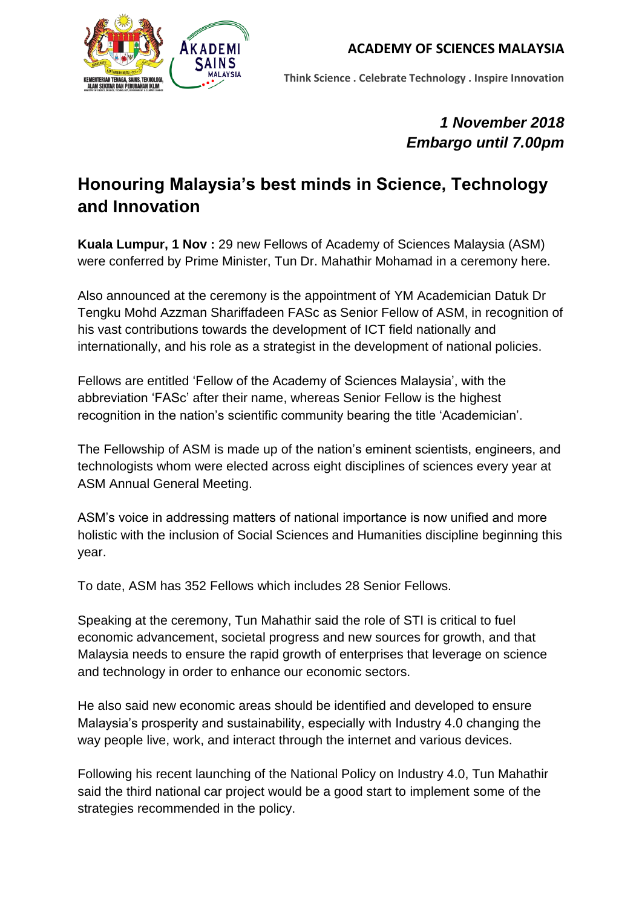**ACADEMY OF SCIENCES MALAYSIA**

**Think Science . Celebrate Technology . Inspire Innovation**

***1 November 2018***
***Embargo until 7.00pm***

# Honouring Malaysia's best minds in Science, Technology and Innovation

**Kuala Lumpur, 1 Nov :** 29 new Fellows of Academy of Sciences Malaysia (ASM) were conferred by Prime Minister, Tun Dr. Mahathir Mohamad in a ceremony here.

Also announced at the ceremony is the appointment of YM Academician Datuk Dr Tengku Mohd Azzman Shariffadeen FASc as Senior Fellow of ASM, in recognition of his vast contributions towards the development of ICT field nationally and internationally, and his role as a strategist in the development of national policies.

Fellows are entitled 'Fellow of the Academy of Sciences Malaysia', with the abbreviation 'FASc' after their name, whereas Senior Fellow is the highest recognition in the nation's scientific community bearing the title 'Academician'.

The Fellowship of ASM is made up of the nation's eminent scientists, engineers, and technologists whom were elected across eight disciplines of sciences every year at ASM Annual General Meeting.

ASM's voice in addressing matters of national importance is now unified and more holistic with the inclusion of Social Sciences and Humanities discipline beginning this year.

To date, ASM has 352 Fellows which includes 28 Senior Fellows.

Speaking at the ceremony, Tun Mahathir said the role of STI is critical to fuel economic advancement, societal progress and new sources for growth, and that Malaysia needs to ensure the rapid growth of enterprises that leverage on science and technology in order to enhance our economic sectors.

He also said new economic areas should be identified and developed to ensure Malaysia's prosperity and sustainability, especially with Industry 4.0 changing the way people live, work, and interact through the internet and various devices.

Following his recent launching of the National Policy on Industry 4.0, Tun Mahathir said the third national car project would be a good start to implement some of the strategies recommended in the policy.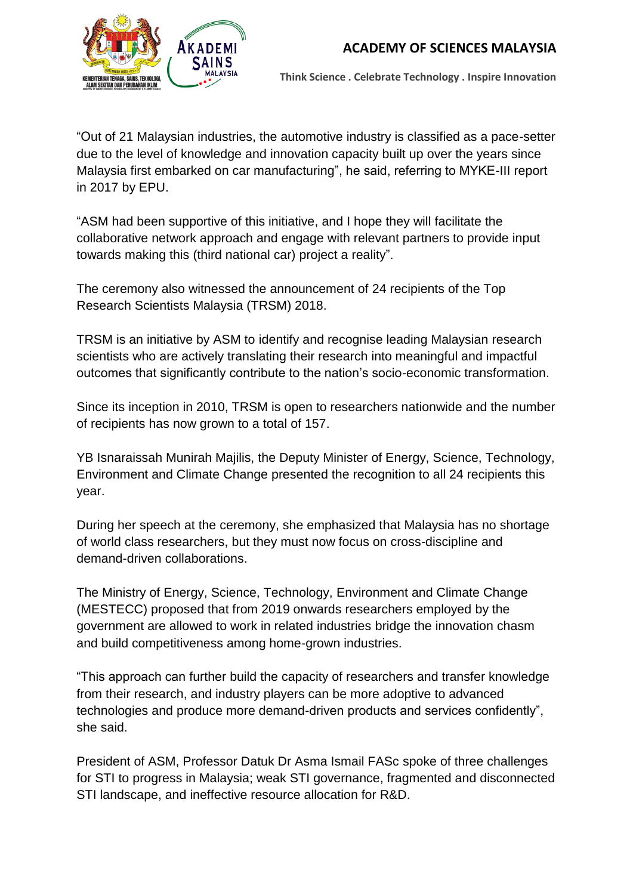"Out of 21 Malaysian industries, the automotive industry is classified as a pace-setter due to the level of knowledge and innovation capacity built up over the years since Malaysia first embarked on car manufacturing", he said, referring to MYKE-III report in 2017 by EPU.

"ASM had been supportive of this initiative, and I hope they will facilitate the collaborative network approach and engage with relevant partners to provide input towards making this (third national car) project a reality".

The ceremony also witnessed the announcement of 24 recipients of the Top Research Scientists Malaysia (TRSM) 2018.

TRSM is an initiative by ASM to identify and recognise leading Malaysian research scientists who are actively translating their research into meaningful and impactful outcomes that significantly contribute to the nation's socio-economic transformation.

Since its inception in 2010, TRSM is open to researchers nationwide and the number of recipients has now grown to a total of 157.

YB Isnaraissah Munirah Majilis, the Deputy Minister of Energy, Science, Technology, Environment and Climate Change presented the recognition to all 24 recipients this year.

During her speech at the ceremony, she emphasized that Malaysia has no shortage of world class researchers, but they must now focus on cross-discipline and demand-driven collaborations.

The Ministry of Energy, Science, Technology, Environment and Climate Change (MESTECC) proposed that from 2019 onwards researchers employed by the government are allowed to work in related industries bridge the innovation chasm and build competitiveness among home-grown industries.

"This approach can further build the capacity of researchers and transfer knowledge from their research, and industry players can be more adoptive to advanced technologies and produce more demand-driven products and services confidently", she said.

President of ASM, Professor Datuk Dr Asma Ismail FASc spoke of three challenges for STI to progress in Malaysia; weak STI governance, fragmented and disconnected STI landscape, and ineffective resource allocation for R&D.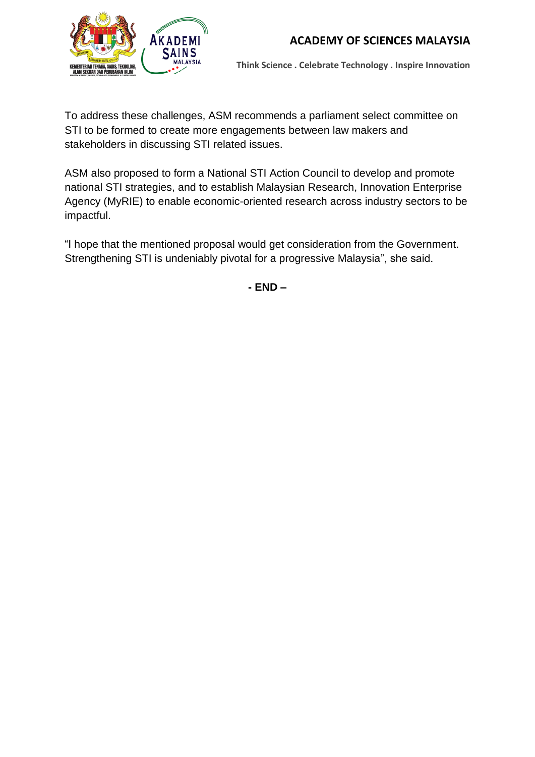To address these challenges, ASM recommends a parliament select committee on STI to be formed to create more engagements between law makers and stakeholders in discussing STI related issues.

ASM also proposed to form a National STI Action Council to develop and promote national STI strategies, and to establish Malaysian Research, Innovation Enterprise Agency (MyRIE) to enable economic-oriented research across industry sectors to be impactful.

“I hope that the mentioned proposal would get consideration from the Government. Strengthening STI is undeniably pivotal for a progressive Malaysia”, she said.

**- END –**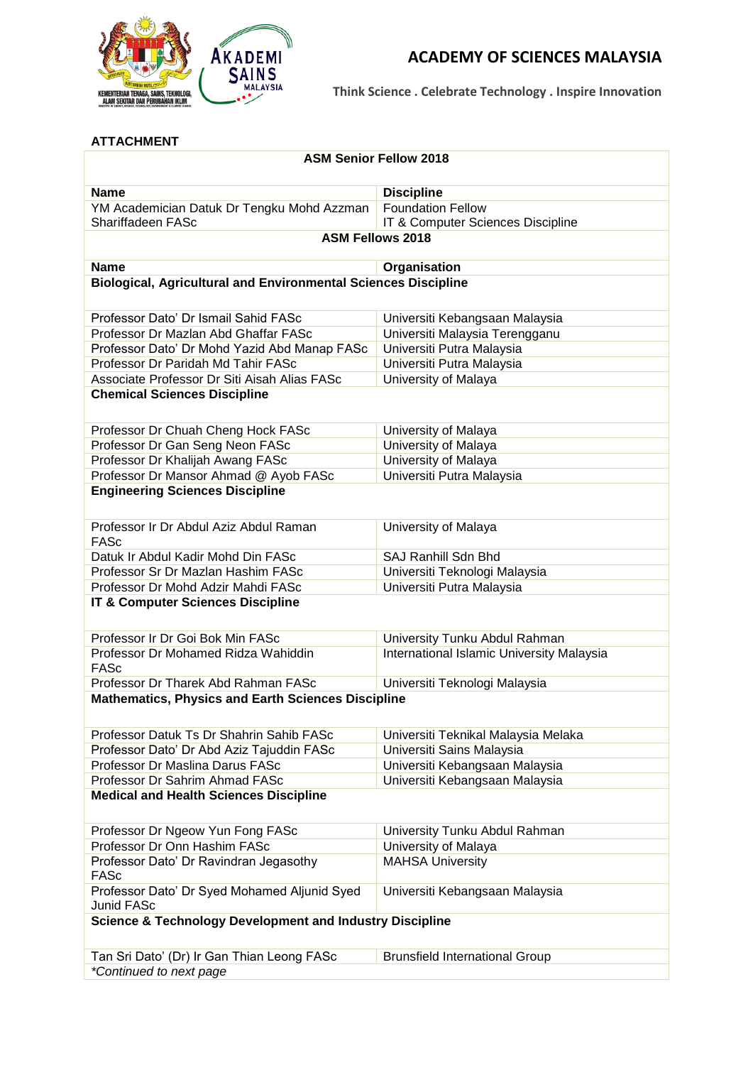# ACADEMY OF SCIENCES MALAYSIA

**Think Science . Celebrate Technology . Inspire Innovation**

**ATTACHMENT**

| **ASM Senior Fellow 2018** | |
|---|---|
| **Name** | **Discipline** |
| YM Academician Datuk Dr Tengku Mohd Azzman Shariffadeen FASc | Foundation Fellow<br>IT & Computer Sciences Discipline |

| **ASM Fellows 2018** | |
|---|---|
| **Name** | **Organisation** |
| **Biological, Agricultural and Environmental Sciences Discipline** | |
| Professor Dato' Dr Ismail Sahid FASc | Universiti Kebangsaan Malaysia |
| Professor Dr Mazlan Abd Ghaffar FASc | Universiti Malaysia Terengganu |
| Professor Dato' Dr Mohd Yazid Abd Manap FASc | Universiti Putra Malaysia |
| Professor Dr Paridah Md Tahir FASc | Universiti Putra Malaysia |
| Associate Professor Dr Siti Aisah Alias FASc | University of Malaya |
| **Chemical Sciences Discipline** | |
| Professor Dr Chuah Cheng Hock FASc | University of Malaya |
| Professor Dr Gan Seng Neon FASc | University of Malaya |
| Professor Dr Khalijah Awang FASc | University of Malaya |
| Professor Dr Mansor Ahmad @ Ayob FASc | Universiti Putra Malaysia |
| **Engineering Sciences Discipline** | |
| Professor Ir Dr Abdul Aziz Abdul Raman FASc | University of Malaya |
| Datuk Ir Abdul Kadir Mohd Din FASc | SAJ Ranhill Sdn Bhd |
| Professor Sr Dr Mazlan Hashim FASc | Universiti Teknologi Malaysia |
| Professor Dr Mohd Adzir Mahdi FASc | Universiti Putra Malaysia |
| **IT & Computer Sciences Discipline** | |
| Professor Ir Dr Goi Bok Min FASc | University Tunku Abdul Rahman |
| Professor Dr Mohamed Ridza Wahiddin FASc | International Islamic University Malaysia |
| Professor Dr Tharek Abd Rahman FASc | Universiti Teknologi Malaysia |
| **Mathematics, Physics and Earth Sciences Discipline** | |
| Professor Datuk Ts Dr Shahrin Sahib FASc | Universiti Teknikal Malaysia Melaka |
| Professor Dato' Dr Abd Aziz Tajuddin FASc | Universiti Sains Malaysia |
| Professor Dr Maslina Darus FASc | Universiti Kebangsaan Malaysia |
| Professor Dr Sahrim Ahmad FASc | Universiti Kebangsaan Malaysia |
| **Medical and Health Sciences Discipline** | |
| Professor Dr Ngeow Yun Fong FASc | University Tunku Abdul Rahman |
| Professor Dr Onn Hashim FASc | University of Malaya |
| Professor Dato' Dr Ravindran Jegasothy FASc | MAHSA University |
| Professor Dato' Dr Syed Mohamed Aljunid Syed Junid FASc | Universiti Kebangsaan Malaysia |
| **Science & Technology Development and Industry Discipline** | |
| Tan Sri Dato' (Dr) Ir Gan Thian Leong FASc | Brunsfield International Group |

*Continued to next page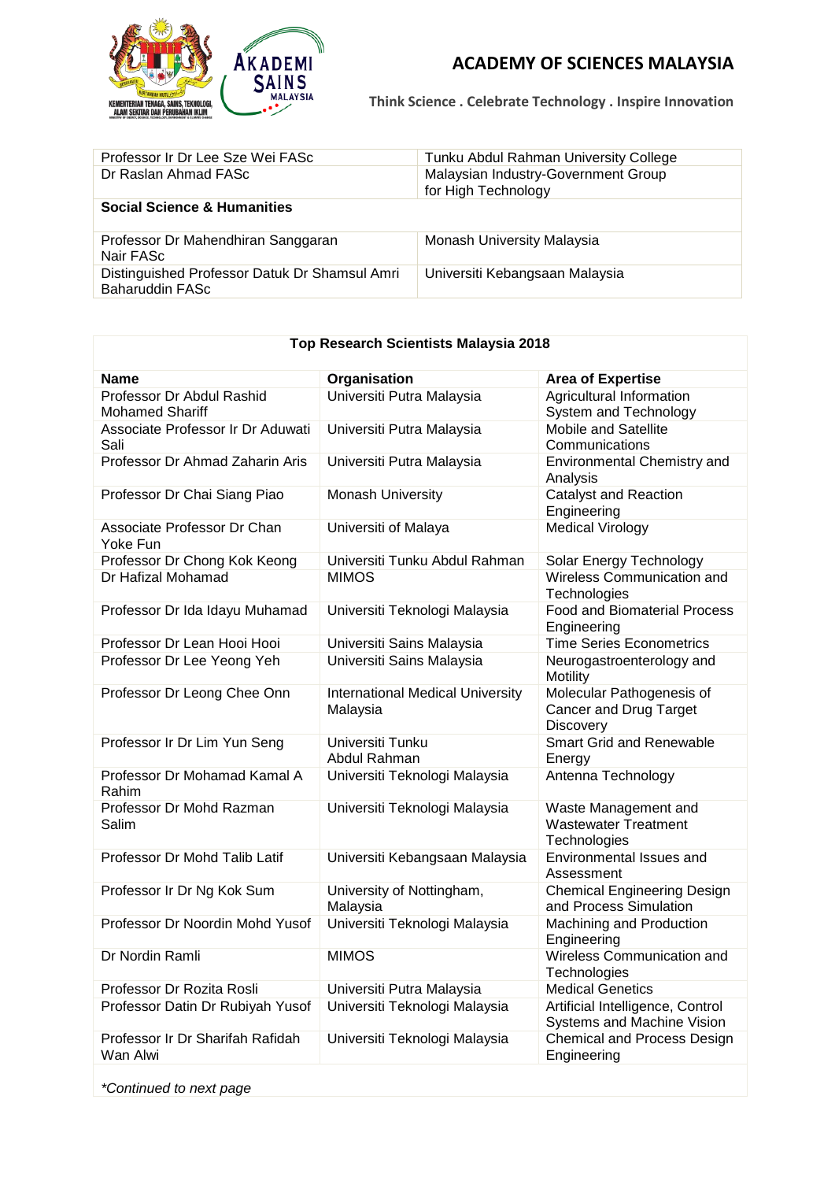| | |
|---|---|
| Professor Ir Dr Lee Sze Wei FASc | Tunku Abdul Rahman University College |
| Dr Raslan Ahmad FASc | Malaysian Industry-Government Group for High Technology |
| **Social Science & Humanities** | |
| Professor Dr Mahendhiran Sanggaran Nair FASc | Monash University Malaysia |
| Distinguished Professor Datuk Dr Shamsul Amri Baharuddin FASc | Universiti Kebangsaan Malaysia |

**Top Research Scientists Malaysia 2018**

| Name | Organisation | Area of Expertise |
|---|---|---|
| Professor Dr Abdul Rashid Mohamed Shariff | Universiti Putra Malaysia | Agricultural Information System and Technology |
| Associate Professor Ir Dr Aduwati Sali | Universiti Putra Malaysia | Mobile and Satellite Communications |
| Professor Dr Ahmad Zaharin Aris | Universiti Putra Malaysia | Environmental Chemistry and Analysis |
| Professor Dr Chai Siang Piao | Monash University | Catalyst and Reaction Engineering |
| Associate Professor Dr Chan Yoke Fun | Universiti of Malaya | Medical Virology |
| Professor Dr Chong Kok Keong | Universiti Tunku Abdul Rahman | Solar Energy Technology |
| Dr Hafizal Mohamad | MIMOS | Wireless Communication and Technologies |
| Professor Dr Ida Idayu Muhamad | Universiti Teknologi Malaysia | Food and Biomaterial Process Engineering |
| Professor Dr Lean Hooi Hooi | Universiti Sains Malaysia | Time Series Econometrics |
| Professor Dr Lee Yeong Yeh | Universiti Sains Malaysia | Neurogastroenterology and Motility |
| Professor Dr Leong Chee Onn | International Medical University Malaysia | Molecular Pathogenesis of Cancer and Drug Target Discovery |
| Professor Ir Dr Lim Yun Seng | Universiti Tunku Abdul Rahman | Smart Grid and Renewable Energy |
| Professor Dr Mohamad Kamal A Rahim | Universiti Teknologi Malaysia | Antenna Technology |
| Professor Dr Mohd Razman Salim | Universiti Teknologi Malaysia | Waste Management and Wastewater Treatment Technologies |
| Professor Dr Mohd Talib Latif | Universiti Kebangsaan Malaysia | Environmental Issues and Assessment |
| Professor Ir Dr Ng Kok Sum | University of Nottingham, Malaysia | Chemical Engineering Design and Process Simulation |
| Professor Dr Noordin Mohd Yusof | Universiti Teknologi Malaysia | Machining and Production Engineering |
| Dr Nordin Ramli | MIMOS | Wireless Communication and Technologies |
| Professor Dr Rozita Rosli | Universiti Putra Malaysia | Medical Genetics |
| Professor Datin Dr Rubiyah Yusof | Universiti Teknologi Malaysia | Artificial Intelligence, Control Systems and Machine Vision |
| Professor Ir Dr Sharifah Rafidah Wan Alwi | Universiti Teknologi Malaysia | Chemical and Process Design Engineering |

*Continued to next page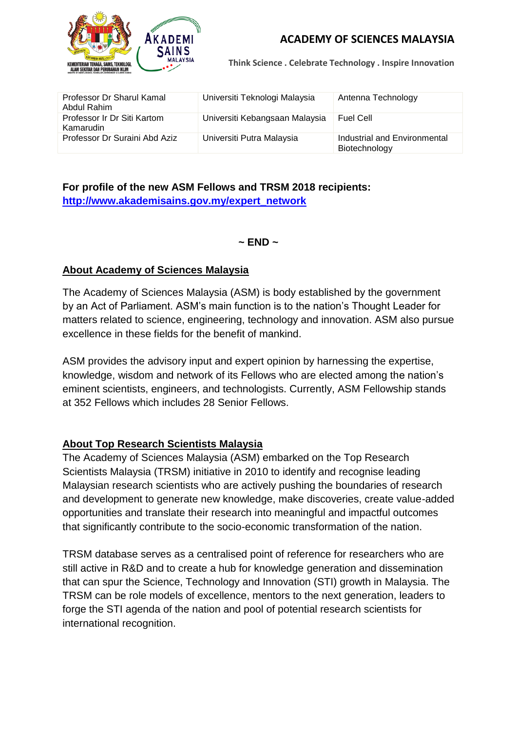| Professor Dr Sharul Kamal Abdul Rahim | Universiti Teknologi Malaysia | Antenna Technology |
|---|---|---|
| Professor Ir Dr Siti Kartom Kamarudin | Universiti Kebangsaan Malaysia | Fuel Cell |
| Professor Dr Suraini Abd Aziz | Universiti Putra Malaysia | Industrial and Environmental Biotechnology |

**For profile of the new ASM Fellows and TRSM 2018 recipients:**
**http://www.akademisains.gov.my/expert_network**

**~ END ~**

## About Academy of Sciences Malaysia

The Academy of Sciences Malaysia (ASM) is body established by the government by an Act of Parliament. ASM's main function is to the nation's Thought Leader for matters related to science, engineering, technology and innovation. ASM also pursue excellence in these fields for the benefit of mankind.

ASM provides the advisory input and expert opinion by harnessing the expertise, knowledge, wisdom and network of its Fellows who are elected among the nation's eminent scientists, engineers, and technologists. Currently, ASM Fellowship stands at 352 Fellows which includes 28 Senior Fellows.

## About Top Research Scientists Malaysia

The Academy of Sciences Malaysia (ASM) embarked on the Top Research Scientists Malaysia (TRSM) initiative in 2010 to identify and recognise leading Malaysian research scientists who are actively pushing the boundaries of research and development to generate new knowledge, make discoveries, create value-added opportunities and translate their research into meaningful and impactful outcomes that significantly contribute to the socio-economic transformation of the nation.

TRSM database serves as a centralised point of reference for researchers who are still active in R&D and to create a hub for knowledge generation and dissemination that can spur the Science, Technology and Innovation (STI) growth in Malaysia. The TRSM can be role models of excellence, mentors to the next generation, leaders to forge the STI agenda of the nation and pool of potential research scientists for international recognition.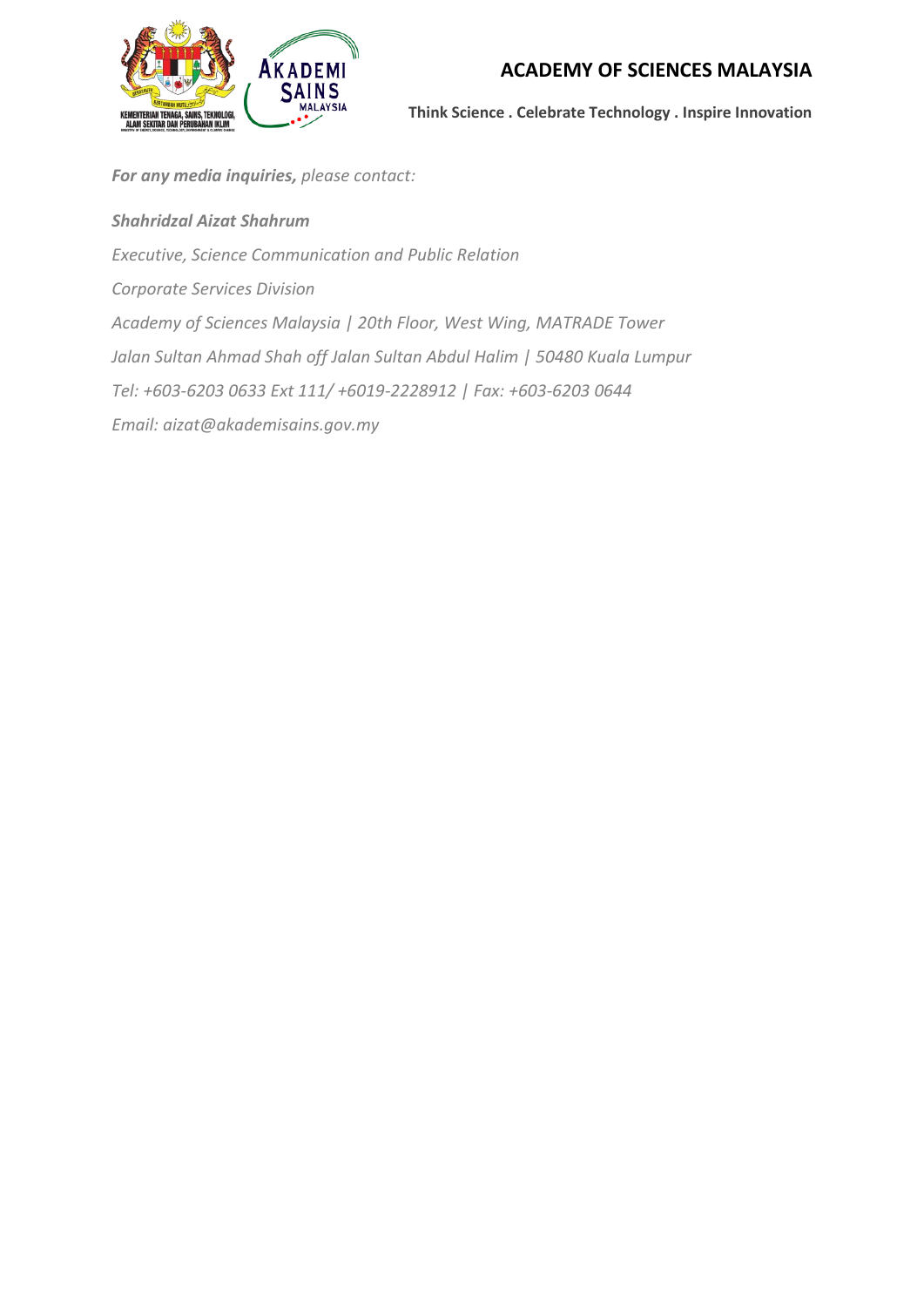*For any media inquiries, please contact:*

***Shahridzal Aizat Shahrum***

*Executive, Science Communication and Public Relation*

*Corporate Services Division*

*Academy of Sciences Malaysia | 20th Floor, West Wing, MATRADE Tower*

*Jalan Sultan Ahmad Shah off Jalan Sultan Abdul Halim | 50480 Kuala Lumpur*

*Tel: +603-6203 0633 Ext 111/ +6019-2228912 | Fax: +603-6203 0644*

*Email: aizat@akademisains.gov.my*